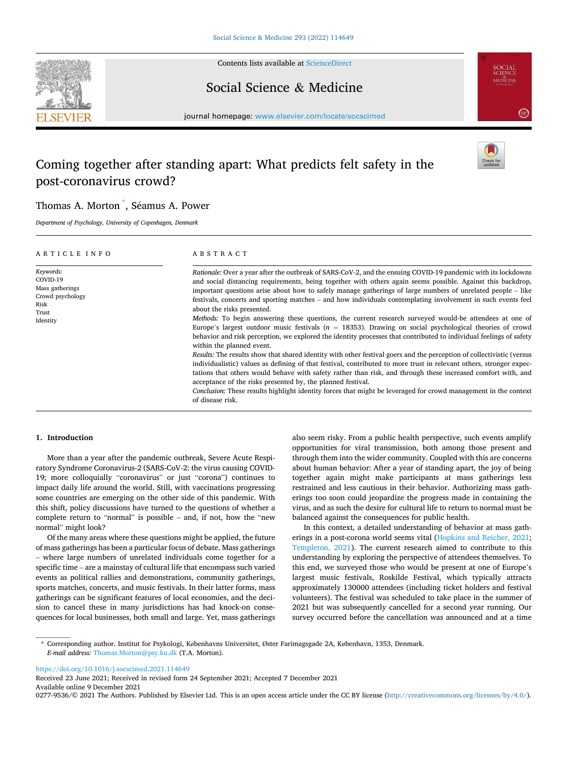# Coming together after standing apart: What predicts felt safety in the post-coronavirus crowd?

Thomas A. Morton [*], Séamus A. Power

*Department of Psychology, University of Copenhagen, Denmark*

## ARTICLE INFO

*Keywords:*
COVID-19
Mass gatherings
Crowd psychology
Risk
Trust
Identity

## ABSTRACT

*Rationale:* Over a year after the outbreak of SARS-CoV-2, and the ensuing COVID-19 pandemic with its lockdowns and social distancing requirements, being together with others again seems possible. Against this backdrop, important questions arise about how to safely manage gatherings of large numbers of unrelated people – like festivals, concerts and sporting matches – and how individuals contemplating involvement in such events feel about the risks presented.

*Methods:* To begin answering these questions, the current research surveyed would-be attendees at one of Europe's largest outdoor music festivals ($n = 18353$). Drawing on social psychological theories of crowd behavior and risk perception, we explored the identity processes that contributed to individual feelings of safety within the planned event.

*Results:* The results show that shared identity with other festival goers and the perception of collectivistic (versus individualistic) values as defining of that festival, contributed to more trust in relevant others, stronger expectations that others would behave with safety rather than risk, and through these increased comfort with, and acceptance of the risks presented by, the planned festival.

*Conclusion:* These results highlight identity forces that might be leveraged for crowd management in the context of disease risk.

## 1. Introduction

More than a year after the pandemic outbreak, Severe Acute Respiratory Syndrome Coronavirus-2 (SARS-CoV-2: the virus causing COVID-19; more colloquially "coronavirus" or just "corona") continues to impact daily life around the world. Still, with vaccinations progressing some countries are emerging on the other side of this pandemic. With this shift, policy discussions have turned to the questions of whether a complete return to "normal" is possible – and, if not, how the "new normal" might look?

Of the many areas where these questions might be applied, the future of mass gatherings has been a particular focus of debate. Mass gatherings – where large numbers of unrelated individuals come together for a specific time – are a mainstay of cultural life that encompass such varied events as political rallies and demonstrations, community gatherings, sports matches, concerts, and music festivals. In their latter forms, mass gatherings can be significant features of local economies, and the decision to cancel these in many jurisdictions has had knock-on consequences for local businesses, both small and large. Yet, mass gatherings also seem risky. From a public health perspective, such events amplify opportunities for viral transmission, both among those present and through them into the wider community. Coupled with this are concerns about human behavior: After a year of standing apart, the joy of being together again might make participants at mass gatherings less restrained and less cautious in their behavior. Authorizing mass gatherings too soon could jeopardize the progress made in containing the virus, and as such the desire for cultural life to return to normal must be balanced against the consequences for public health.

In this context, a detailed understanding of behavior at mass gatherings in a post-corona world seems vital (Hopkins and Reicher, 2021; Templeton, 2021). The current research aimed to contribute to this understanding by exploring the perspective of attendees themselves. To this end, we surveyed those who would be present at one of Europe's largest music festivals, Roskilde Festival, which typically attracts approximately 130000 attendees (including ticket holders and festival volunteers). The festival was scheduled to take place in the summer of 2021 but was subsequently cancelled for a second year running. Our survey occurred before the cancellation was announced and at a time

---

[*] Corresponding author. Institut for Psykologi, Københavns Universitet, Øster Farimagsgade 2A, København, 1353, Denmark.
*E-mail address:* Thomas.Morton@psy.ku.dk (T.A. Morton).

https://doi.org/10.1016/j.socscimed.2021.114649
Received 23 June 2021; Received in revised form 24 September 2021; Accepted 7 December 2021
Available online 9 December 2021
0277-9536/© 2021 The Authors. Published by Elsevier Ltd. This is an open access article under the CC BY license (http://creativecommons.org/licenses/by/4.0/).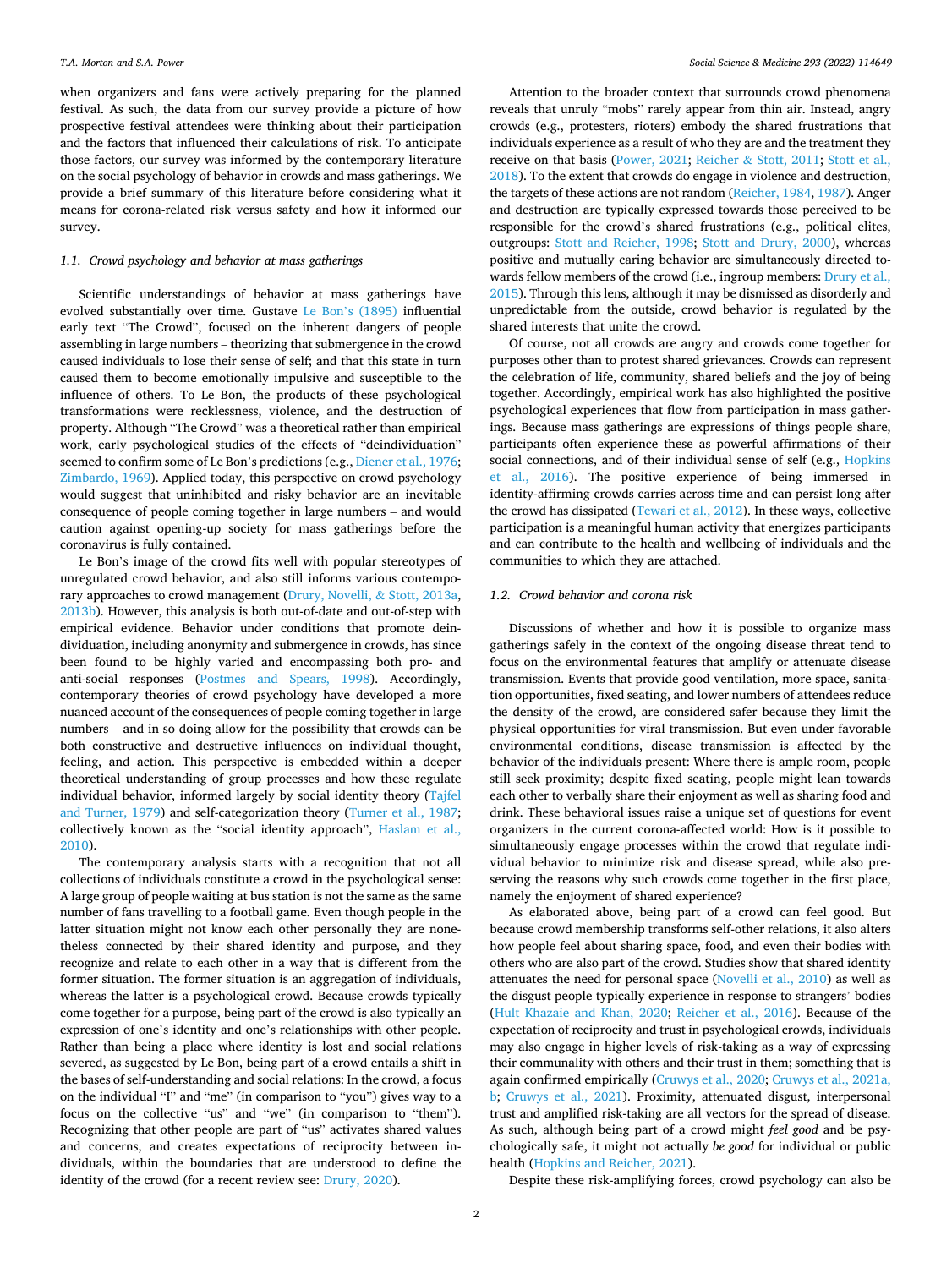when organizers and fans were actively preparing for the planned festival. As such, the data from our survey provide a picture of how prospective festival attendees were thinking about their participation and the factors that influenced their calculations of risk. To anticipate those factors, our survey was informed by the contemporary literature on the social psychology of behavior in crowds and mass gatherings. We provide a brief summary of this literature before considering what it means for corona-related risk versus safety and how it informed our survey.

### 1.1. Crowd psychology and behavior at mass gatherings

Scientific understandings of behavior at mass gatherings have evolved substantially over time. Gustave Le Bon's (1895) influential early text "The Crowd", focused on the inherent dangers of people assembling in large numbers – theorizing that submergence in the crowd caused individuals to lose their sense of self; and that this state in turn caused them to become emotionally impulsive and susceptible to the influence of others. To Le Bon, the products of these psychological transformations were recklessness, violence, and the destruction of property. Although "The Crowd" was a theoretical rather than empirical work, early psychological studies of the effects of "deindividuation" seemed to confirm some of Le Bon's predictions (e.g., Diener et al., 1976; Zimbardo, 1969). Applied today, this perspective on crowd psychology would suggest that uninhibited and risky behavior are an inevitable consequence of people coming together in large numbers – and would caution against opening-up society for mass gatherings before the coronavirus is fully contained.

Le Bon's image of the crowd fits well with popular stereotypes of unregulated crowd behavior, and also still informs various contemporary approaches to crowd management (Drury, Novelli, & Stott, 2013a, 2013b). However, this analysis is both out-of-date and out-of-step with empirical evidence. Behavior under conditions that promote deindividuation, including anonymity and submergence in crowds, has since been found to be highly varied and encompassing both pro- and anti-social responses (Postmes and Spears, 1998). Accordingly, contemporary theories of crowd psychology have developed a more nuanced account of the consequences of people coming together in large numbers – and in so doing allow for the possibility that crowds can be both constructive and destructive influences on individual thought, feeling, and action. This perspective is embedded within a deeper theoretical understanding of group processes and how these regulate individual behavior, informed largely by social identity theory (Tajfel and Turner, 1979) and self-categorization theory (Turner et al., 1987; collectively known as the "social identity approach", Haslam et al., 2010).

The contemporary analysis starts with a recognition that not all collections of individuals constitute a crowd in the psychological sense: A large group of people waiting at bus station is not the same as the same number of fans travelling to a football game. Even though people in the latter situation might not know each other personally they are nonetheless connected by their shared identity and purpose, and they recognize and relate to each other in a way that is different from the former situation. The former situation is an aggregation of individuals, whereas the latter is a psychological crowd. Because crowds typically come together for a purpose, being part of the crowd is also typically an expression of one's identity and one's relationships with other people. Rather than being a place where identity is lost and social relations severed, as suggested by Le Bon, being part of a crowd entails a shift in the bases of self-understanding and social relations: In the crowd, a focus on the individual "I" and "me" (in comparison to "you") gives way to a focus on the collective "us" and "we" (in comparison to "them"). Recognizing that other people are part of "us" activates shared values and concerns, and creates expectations of reciprocity between individuals, within the boundaries that are understood to define the identity of the crowd (for a recent review see: Drury, 2020).

Attention to the broader context that surrounds crowd phenomena reveals that unruly "mobs" rarely appear from thin air. Instead, angry crowds (e.g., protesters, rioters) embody the shared frustrations that individuals experience as a result of who they are and the treatment they receive on that basis (Power, 2021; Reicher & Stott, 2011; Stott et al., 2018). To the extent that crowds do engage in violence and destruction, the targets of these actions are not random (Reicher, 1984, 1987). Anger and destruction are typically expressed towards those perceived to be responsible for the crowd's shared frustrations (e.g., political elites, outgroups: Stott and Reicher, 1998; Stott and Drury, 2000), whereas positive and mutually caring behavior are simultaneously directed towards fellow members of the crowd (i.e., ingroup members: Drury et al., 2015). Through this lens, although it may be dismissed as disorderly and unpredictable from the outside, crowd behavior is regulated by the shared interests that unite the crowd.

Of course, not all crowds are angry and crowds come together for purposes other than to protest shared grievances. Crowds can represent the celebration of life, community, shared beliefs and the joy of being together. Accordingly, empirical work has also highlighted the positive psychological experiences that flow from participation in mass gatherings. Because mass gatherings are expressions of things people share, participants often experience these as powerful affirmations of their social connections, and of their individual sense of self (e.g., Hopkins et al., 2016). The positive experience of being immersed in identity-affirming crowds carries across time and can persist long after the crowd has dissipated (Tewari et al., 2012). In these ways, collective participation is a meaningful human activity that energizes participants and can contribute to the health and wellbeing of individuals and the communities to which they are attached.

### 1.2. Crowd behavior and corona risk

Discussions of whether and how it is possible to organize mass gatherings safely in the context of the ongoing disease threat tend to focus on the environmental features that amplify or attenuate disease transmission. Events that provide good ventilation, more space, sanitation opportunities, fixed seating, and lower numbers of attendees reduce the density of the crowd, are considered safer because they limit the physical opportunities for viral transmission. But even under favorable environmental conditions, disease transmission is affected by the behavior of the individuals present: Where there is ample room, people still seek proximity; despite fixed seating, people might lean towards each other to verbally share their enjoyment as well as sharing food and drink. These behavioral issues raise a unique set of questions for event organizers in the current corona-affected world: How is it possible to simultaneously engage processes within the crowd that regulate individual behavior to minimize risk and disease spread, while also preserving the reasons why such crowds come together in the first place, namely the enjoyment of shared experience?

As elaborated above, being part of a crowd can feel good. But because crowd membership transforms self-other relations, it also alters how people feel about sharing space, food, and even their bodies with others who are also part of the crowd. Studies show that shared identity attenuates the need for personal space (Novelli et al., 2010) as well as the disgust people typically experience in response to strangers' bodies (Hult Khazaie and Khan, 2020; Reicher et al., 2016). Because of the expectation of reciprocity and trust in psychological crowds, individuals may also engage in higher levels of risk-taking as a way of expressing their communality with others and their trust in them; something that is again confirmed empirically (Cruwys et al., 2020; Cruwys et al., 2021a, b; Cruwys et al., 2021). Proximity, attenuated disgust, interpersonal trust and amplified risk-taking are all vectors for the spread of disease. As such, although being part of a crowd might *feel good* and be psychologically safe, it might not actually *be good* for individual or public health (Hopkins and Reicher, 2021).

Despite these risk-amplifying forces, crowd psychology can also be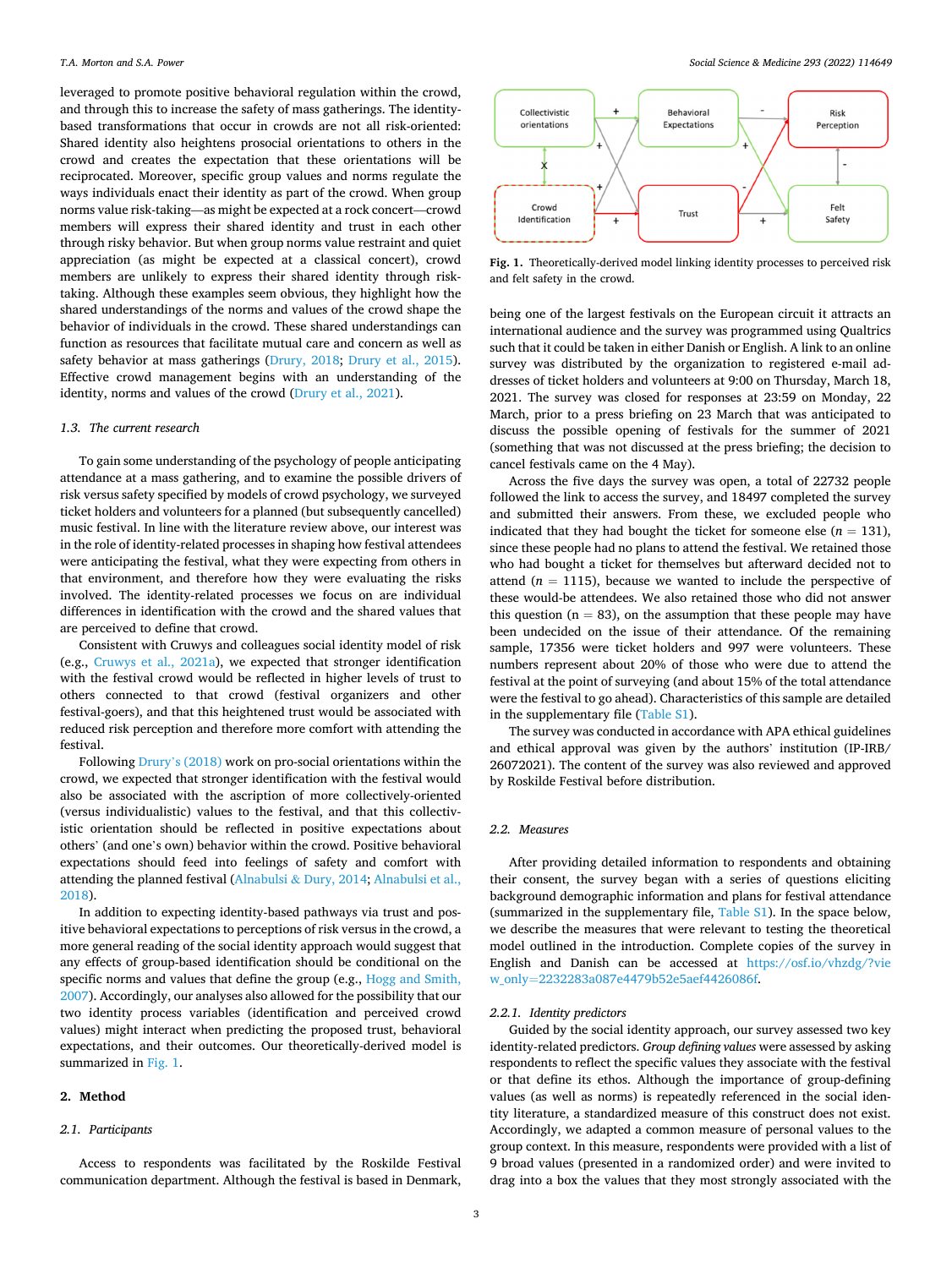leveraged to promote positive behavioral regulation within the crowd, and through this to increase the safety of mass gatherings. The identity-based transformations that occur in crowds are not all risk-oriented: Shared identity also heightens prosocial orientations to others in the crowd and creates the expectation that these orientations will be reciprocated. Moreover, specific group values and norms regulate the ways individuals enact their identity as part of the crowd. When group norms value risk-taking—as might be expected at a rock concert—crowd members will express their shared identity and trust in each other through risky behavior. But when group norms value restraint and quiet appreciation (as might be expected at a classical concert), crowd members are unlikely to express their shared identity through risk-taking. Although these examples seem obvious, they highlight how the shared understandings of the norms and values of the crowd shape the behavior of individuals in the crowd. These shared understandings can function as resources that facilitate mutual care and concern as well as safety behavior at mass gatherings (Drury, 2018; Drury et al., 2015). Effective crowd management begins with an understanding of the identity, norms and values of the crowd (Drury et al., 2021).

### 1.3. The current research

To gain some understanding of the psychology of people anticipating attendance at a mass gathering, and to examine the possible drivers of risk versus safety specified by models of crowd psychology, we surveyed ticket holders and volunteers for a planned (but subsequently cancelled) music festival. In line with the literature review above, our interest was in the role of identity-related processes in shaping how festival attendees were anticipating the festival, what they were expecting from others in that environment, and therefore how they were evaluating the risks involved. The identity-related processes we focus on are individual differences in identification with the crowd and the shared values that are perceived to define that crowd.

Consistent with Cruwys and colleagues social identity model of risk (e.g., Cruwys et al., 2021a), we expected that stronger identification with the festival crowd would be reflected in higher levels of trust to others connected to that crowd (festival organizers and other festival-goers), and that this heightened trust would be associated with reduced risk perception and therefore more comfort with attending the festival.

Following Drury's (2018) work on pro-social orientations within the crowd, we expected that stronger identification with the festival would also be associated with the ascription of more collectively-oriented (versus individualistic) values to the festival, and that this collectivistic orientation should be reflected in positive expectations about others' (and one's own) behavior within the crowd. Positive behavioral expectations should feed into feelings of safety and comfort with attending the planned festival (Alnabulsi & Dury, 2014; Alnabulsi et al., 2018).

In addition to expecting identity-based pathways via trust and positive behavioral expectations to perceptions of risk versus in the crowd, a more general reading of the social identity approach would suggest that any effects of group-based identification should be conditional on the specific norms and values that define the group (e.g., Hogg and Smith, 2007). Accordingly, our analyses also allowed for the possibility that our two identity process variables (identification and perceived crowd values) might interact when predicting the proposed trust, behavioral expectations, and their outcomes. Our theoretically-derived model is summarized in Fig. 1.

**Fig. 1.** Theoretically-derived model linking identity processes to perceived risk and felt safety in the crowd.

## 2. Method

### 2.1. Participants

Access to respondents was facilitated by the Roskilde Festival communication department. Although the festival is based in Denmark, being one of the largest festivals on the European circuit it attracts an international audience and the survey was programmed using Qualtrics such that it could be taken in either Danish or English. A link to an online survey was distributed by the organization to registered e-mail addresses of ticket holders and volunteers at 9:00 on Thursday, March 18, 2021. The survey was closed for responses at 23:59 on Monday, 22 March, prior to a press briefing on 23 March that was anticipated to discuss the possible opening of festivals for the summer of 2021 (something that was not discussed at the press briefing; the decision to cancel festivals came on the 4 May).

Across the five days the survey was open, a total of 22732 people followed the link to access the survey, and 18497 completed the survey and submitted their answers. From these, we excluded people who indicated that they had bought the ticket for someone else ($n$ = 131), since these people had no plans to attend the festival. We retained those who had bought a ticket for themselves but afterward decided not to attend ($n$ = 1115), because we wanted to include the perspective of these would-be attendees. We also retained those who did not answer this question (n = 83), on the assumption that these people may have been undecided on the issue of their attendance. Of the remaining sample, 17356 were ticket holders and 997 were volunteers. These numbers represent about 20% of those who were due to attend the festival at the point of surveying (and about 15% of the total attendance were the festival to go ahead). Characteristics of this sample are detailed in the supplementary file (Table S1).

The survey was conducted in accordance with APA ethical guidelines and ethical approval was given by the authors' institution (IP-IRB/26072021). The content of the survey was also reviewed and approved by Roskilde Festival before distribution.

### 2.2. Measures

After providing detailed information to respondents and obtaining their consent, the survey began with a series of questions eliciting background demographic information and plans for festival attendance (summarized in the supplementary file, Table S1). In the space below, we describe the measures that were relevant to testing the theoretical model outlined in the introduction. Complete copies of the survey in English and Danish can be accessed at https://osf.io/vhzdg/?view_only=2232283a087e4479b52e5aef4426086f.

#### 2.2.1. Identity predictors

Guided by the social identity approach, our survey assessed two key identity-related predictors. *Group defining values* were assessed by asking respondents to reflect the specific values they associate with the festival or that define its ethos. Although the importance of group-defining values (as well as norms) is repeatedly referenced in the social identity literature, a standardized measure of this construct does not exist. Accordingly, we adapted a common measure of personal values to the group context. In this measure, respondents were provided with a list of 9 broad values (presented in a randomized order) and were invited to drag into a box the values that they most strongly associated with the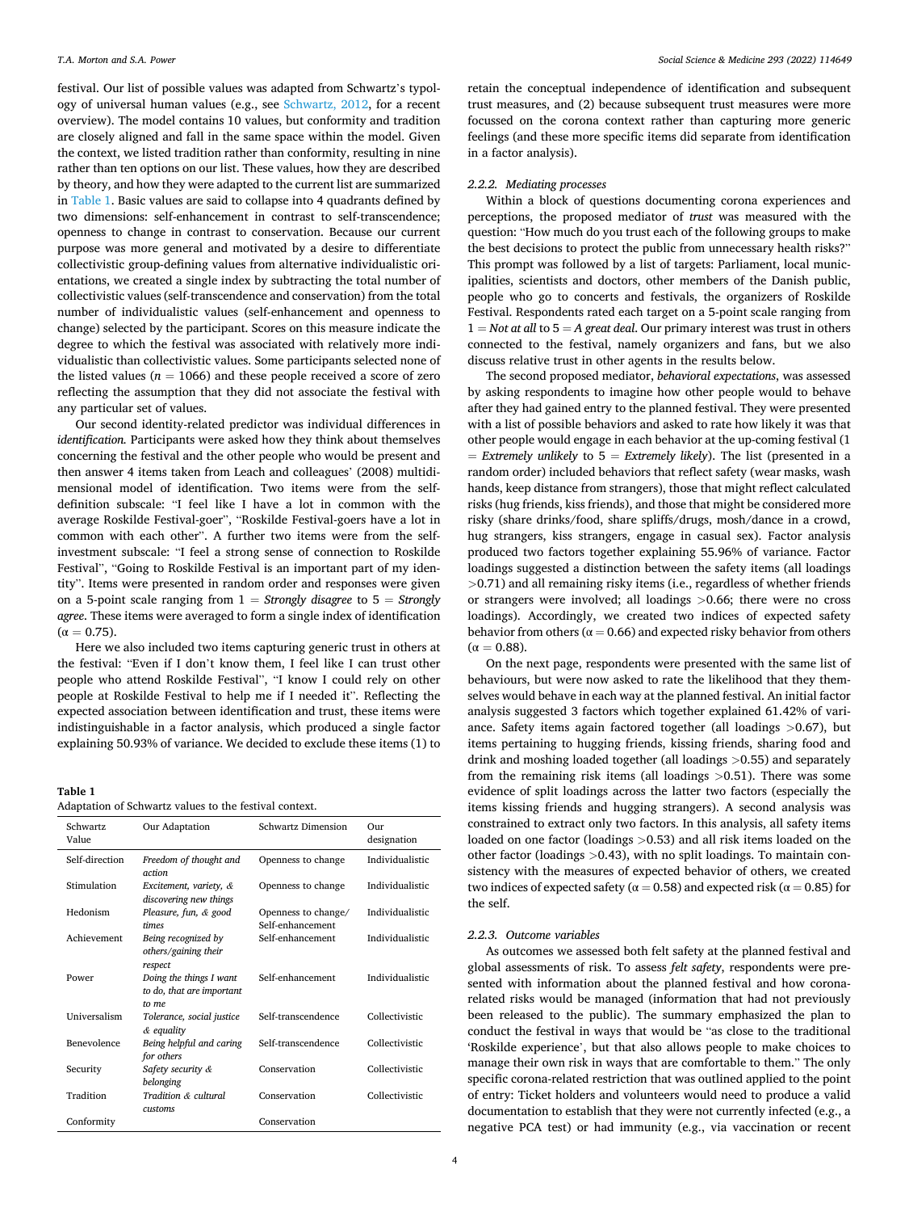festival. Our list of possible values was adapted from Schwartz's typology of universal human values (e.g., see Schwartz, 2012, for a recent overview). The model contains 10 values, but conformity and tradition are closely aligned and fall in the same space within the model. Given the context, we listed tradition rather than conformity, resulting in nine rather than ten options on our list. These values, how they are described by theory, and how they were adapted to the current list are summarized in Table 1. Basic values are said to collapse into 4 quadrants defined by two dimensions: self-enhancement in contrast to self-transcendence; openness to change in contrast to conservation. Because our current purpose was more general and motivated by a desire to differentiate collectivistic group-defining values from alternative individualistic orientations, we created a single index by subtracting the total number of collectivistic values (self-transcendence and conservation) from the total number of individualistic values (self-enhancement and openness to change) selected by the participant. Scores on this measure indicate the degree to which the festival was associated with relatively more individualistic than collectivistic values. Some participants selected none of the listed values ($n = 1066$) and these people received a score of zero reflecting the assumption that they did not associate the festival with any particular set of values.

Our second identity-related predictor was individual differences in *identification.* Participants were asked how they think about themselves concerning the festival and the other people who would be present and then answer 4 items taken from Leach and colleagues' (2008) multidimensional model of identification. Two items were from the self-definition subscale: "I feel like I have a lot in common with the average Roskilde Festival-goer", "Roskilde Festival-goers have a lot in common with each other". A further two items were from the self-investment subscale: "I feel a strong sense of connection to Roskilde Festival", "Going to Roskilde Festival is an important part of my identity". Items were presented in random order and responses were given on a 5-point scale ranging from 1 = *Strongly disagree* to 5 = *Strongly agree*. These items were averaged to form a single index of identification ($\alpha = 0.75$).

Here we also included two items capturing generic trust in others at the festival: "Even if I don't know them, I feel like I can trust other people who attend Roskilde Festival", "I know I could rely on other people at Roskilde Festival to help me if I needed it". Reflecting the expected association between identification and trust, these items were indistinguishable in a factor analysis, which produced a single factor explaining 50.93% of variance. We decided to exclude these items (1) to retain the conceptual independence of identification and subsequent trust measures, and (2) because subsequent trust measures were more focussed on the corona context rather than capturing more generic feelings (and these more specific items did separate from identification in a factor analysis).

**Table 1**
Adaptation of Schwartz values to the festival context.

| Schwartz Value | Our Adaptation | Schwartz Dimension | Our designation |
|---|---|---|---|
| Self-direction | *Freedom of thought and action* | Openness to change | Individualistic |
| Stimulation | *Excitement, variety, & discovering new things* | Openness to change | Individualistic |
| Hedonism | *Pleasure, fun, & good times* | Openness to change/ Self-enhancement | Individualistic |
| Achievement | *Being recognized by others/gaining their respect* | Self-enhancement | Individualistic |
| Power | *Doing the things I want to do, that are important to me* | Self-enhancement | Individualistic |
| Universalism | *Tolerance, social justice & equality* | Self-transcendence | Collectivistic |
| Benevolence | *Being helpful and caring for others* | Self-transcendence | Collectivistic |
| Security | *Safety security & belonging* | Conservation | Collectivistic |
| Tradition | *Tradition & cultural customs* | Conservation | Collectivistic |
| Conformity | | Conservation | |

#### 2.2.2. Mediating processes

Within a block of questions documenting corona experiences and perceptions, the proposed mediator of *trust* was measured with the question: "How much do you trust each of the following groups to make the best decisions to protect the public from unnecessary health risks?" This prompt was followed by a list of targets: Parliament, local municipalities, scientists and doctors, other members of the Danish public, people who go to concerts and festivals, the organizers of Roskilde Festival. Respondents rated each target on a 5-point scale ranging from 1 = *Not at all* to 5 = *A great deal*. Our primary interest was trust in others connected to the festival, namely organizers and fans, but we also discuss relative trust in other agents in the results below.

The second proposed mediator, *behavioral expectations*, was assessed by asking respondents to imagine how other people would to behave after they had gained entry to the planned festival. They were presented with a list of possible behaviors and asked to rate how likely it was that other people would engage in each behavior at the up-coming festival (1 = *Extremely unlikely* to 5 = *Extremely likely*). The list (presented in a random order) included behaviors that reflect safety (wear masks, wash hands, keep distance from strangers), those that might reflect calculated risks (hug friends, kiss friends), and those that might be considered more risky (share drinks/food, share spliffs/drugs, mosh/dance in a crowd, hug strangers, kiss strangers, engage in casual sex). Factor analysis produced two factors together explaining 55.96% of variance. Factor loadings suggested a distinction between the safety items (all loadings >0.71) and all remaining risky items (i.e., regardless of whether friends or strangers were involved; all loadings >0.66; there were no cross loadings). Accordingly, we created two indices of expected safety behavior from others ($\alpha = 0.66$) and expected risky behavior from others ($\alpha = 0.88$).

On the next page, respondents were presented with the same list of behaviours, but were now asked to rate the likelihood that they themselves would behave in each way at the planned festival. An initial factor analysis suggested 3 factors which together explained 61.42% of variance. Safety items again factored together (all loadings >0.67), but items pertaining to hugging friends, kissing friends, sharing food and drink and moshing loaded together (all loadings >0.55) and separately from the remaining risk items (all loadings >0.51). There was some evidence of split loadings across the latter two factors (especially the items kissing friends and hugging strangers). A second analysis was constrained to extract only two factors. In this analysis, all safety items loaded on one factor (loadings >0.53) and all risk items loaded on the other factor (loadings >0.43), with no split loadings. To maintain consistency with the measures of expected behavior of others, we created two indices of expected safety ($\alpha = 0.58$) and expected risk ($\alpha = 0.85$) for the self.

#### 2.2.3. Outcome variables

As outcomes we assessed both felt safety at the planned festival and global assessments of risk. To assess *felt safety*, respondents were presented with information about the planned festival and how corona-related risks would be managed (information that had not previously been released to the public). The summary emphasized the plan to conduct the festival in ways that would be "as close to the traditional 'Roskilde experience', but that also allows people to make choices to manage their own risk in ways that are comfortable to them." The only specific corona-related restriction that was outlined applied to the point of entry: Ticket holders and volunteers would need to produce a valid documentation to establish that they were not currently infected (e.g., a negative PCA test) or had immunity (e.g., via vaccination or recent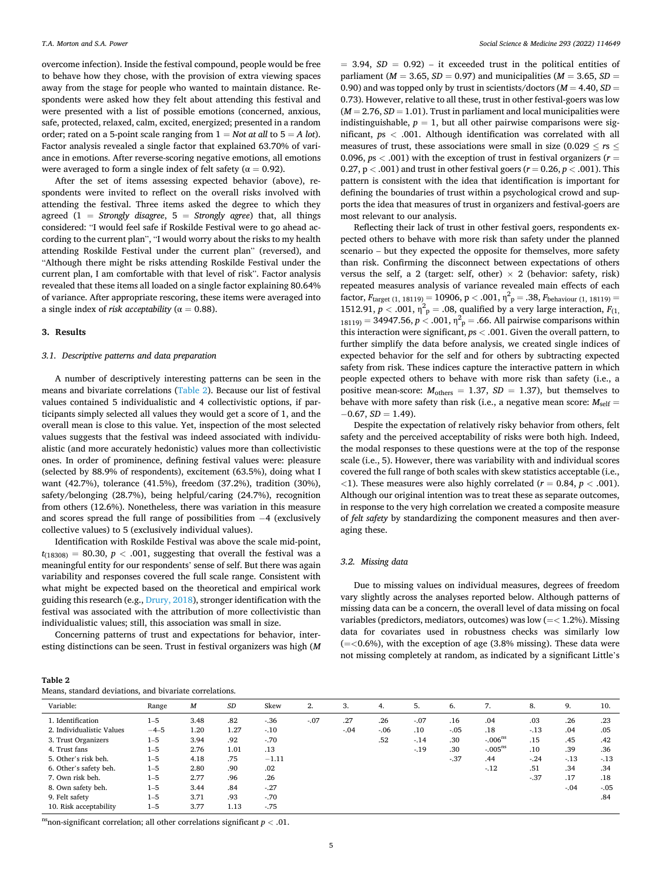overcome infection). Inside the festival compound, people would be free to behave how they chose, with the provision of extra viewing spaces away from the stage for people who wanted to maintain distance. Respondents were asked how they felt about attending this festival and were presented with a list of possible emotions (concerned, anxious, safe, protected, relaxed, calm, excited, energized; presented in a random order; rated on a 5-point scale ranging from 1 = *Not at all* to 5 = *A lot*). Factor analysis revealed a single factor that explained 63.70% of variance in emotions. After reverse-scoring negative emotions, all emotions were averaged to form a single index of felt safety ($\alpha = 0.92$).

After the set of items assessing expected behavior (above), respondents were invited to reflect on the overall risks involved with attending the festival. Three items asked the degree to which they agreed (1 = *Strongly disagree*, 5 = *Strongly agree*) that, all things considered: "I would feel safe if Roskilde Festival were to go ahead according to the current plan", "I would worry about the risks to my health attending Roskilde Festival under the current plan" (reversed), and "Although there might be risks attending Roskilde Festival under the current plan, I am comfortable with that level of risk". Factor analysis revealed that these items all loaded on a single factor explaining 80.64% of variance. After appropriate rescoring, these items were averaged into a single index of *risk acceptability* ($\alpha = 0.88$).

## 3. Results

### 3.1. Descriptive patterns and data preparation

A number of descriptively interesting patterns can be seen in the means and bivariate correlations (Table 2). Because our list of festival values contained 5 individualistic and 4 collectivistic options, if participants simply selected all values they would get a score of 1, and the overall mean is close to this value. Yet, inspection of the most selected values suggests that the festival was indeed associated with individualistic (and more accurately hedonistic) values more than collectivistic ones. In order of prominence, defining festival values were: pleasure (selected by 88.9% of respondents), excitement (63.5%), doing what I want (42.7%), tolerance (41.5%), freedom (37.2%), tradition (30%), safety/belonging (28.7%), being helpful/caring (24.7%), recognition from others (12.6%). Nonetheless, there was variation in this measure and scores spread the full range of possibilities from −4 (exclusively collective values) to 5 (exclusively individual values).

Identification with Roskilde Festival was above the scale mid-point, $t_{(18308)} = 80.30$, $p < .001$, suggesting that overall the festival was a meaningful entity for our respondents' sense of self. But there was again variability and responses covered the full scale range. Consistent with what might be expected based on the theoretical and empirical work guiding this research (e.g., Drury, 2018), stronger identification with the festival was associated with the attribution of more collectivistic than individualistic values; still, this association was small in size.

Concerning patterns of trust and expectations for behavior, interesting distinctions can be seen. Trust in festival organizers was high ($M = 3.94$, $SD = 0.92$) – it exceeded trust in the political entities of parliament ($M = 3.65$, $SD = 0.97$) and municipalities ($M = 3.65$, $SD = 0.90$) and was topped only by trust in scientists/doctors ($M = 4.40$, $SD = 0.73$). However, relative to all these, trust in other festival-goers was low ($M = 2.76$, $SD = 1.01$). Trust in parliament and local municipalities were indistinguishable, $p = 1$, but all other pairwise comparisons were significant, $ps < .001$. Although identification was correlated with all measures of trust, these associations were small in size ($0.029 \leq rs \leq 0.096$, $ps < .001$) with the exception of trust in festival organizers ($r = 0.27$, $p < .001$) and trust in other festival goers ($r = 0.26$, $p < .001$). This pattern is consistent with the idea that identification is important for defining the boundaries of trust within a psychological crowd and supports the idea that measures of trust in organizers and festival-goers are most relevant to our analysis.

Reflecting their lack of trust in other festival goers, respondents expected others to behave with more risk than safety under the planned scenario – but they expected the opposite for themselves, more safety than risk. Confirming the disconnect between expectations of others versus the self, a 2 (target: self, other) × 2 (behavior: safety, risk) repeated measures analysis of variance revealed main effects of each factor, $F_{\text{target }(1,\,18119)} = 10906$, $p < .001$, $\eta^2_p = .38$, $F_{\text{behaviour }(1,\,18119)} = 1512.91$, $p < .001$, $\eta^2_p = .08$, qualified by a very large interaction, $F_{(1,\,18119)} = 34947.56$, $p < .001$, $\eta^2_p = .66$. All pairwise comparisons within this interaction were significant, $ps < .001$. Given the overall pattern, to further simplify the data before analysis, we created single indices of expected behavior for the self and for others by subtracting expected safety from risk. These indices capture the interactive pattern in which people expected others to behave with more risk than safety (i.e., a positive mean-score: $M_{\text{others}} = 1.37$, $SD = 1.37$), but themselves to behave with more safety than risk (i.e., a negative mean score: $M_{\text{self}} = -0.67$, $SD = 1.49$).

Despite the expectation of relatively risky behavior from others, felt safety and the perceived acceptability of risks were both high. Indeed, the modal responses to these questions were at the top of the response scale (i.e., 5). However, there was variability with and individual scores covered the full range of both scales with skew statistics acceptable (i.e., <1). These measures were also highly correlated ($r = 0.84$, $p < .001$). Although our original intention was to treat these as separate outcomes, in response to the very high correlation we created a composite measure of *felt safety* by standardizing the component measures and then averaging these.

### 3.2. Missing data

Due to missing values on individual measures, degrees of freedom vary slightly across the analyses reported below. Although patterns of missing data can be a concern, the overall level of data missing on focal variables (predictors, mediators, outcomes) was low (=< 1.2%). Missing data for covariates used in robustness checks was similarly low (=<0.6%), with the exception of age (3.8% missing). These data were not missing completely at random, as indicated by a significant Little's

**Table 2**
Means, standard deviations, and bivariate correlations.

| Variable: | Range | M | SD | Skew | 2. | 3. | 4. | 5. | 6. | 7. | 8. | 9. | 10. |
|---|---|---|---|---|---|---|---|---|---|---|---|---|---|
| 1. Identification | 1–5 | 3.48 | .82 | -.36 | -.07 | .27 | .26 | -.07 | .16 | .04 | .03 | .26 | .23 |
| 2. Individualistic Values | −4–5 | 1.20 | 1.27 | -.10 | | -.04 | -.06 | .10 | -.05 | .18 | -.13 | .04 | .05 |
| 3. Trust Organizers | 1–5 | 3.94 | .92 | -.70 | | | .52 | -.14 | .30 | -.006[ns] | .15 | .45 | .42 |
| 4. Trust fans | 1–5 | 2.76 | 1.01 | .13 | | | | -.19 | .30 | -.005[ns] | .10 | .39 | .36 |
| 5. Other's risk beh. | 1–5 | 4.18 | .75 | −1.11 | | | | | -.37 | .44 | -.24 | -.13 | -.13 |
| 6. Other's safety beh. | 1–5 | 2.80 | .90 | .02 | | | | | | -.12 | .51 | .34 | .34 |
| 7. Own risk beh. | 1–5 | 2.77 | .96 | .26 | | | | | | | -.37 | .17 | .18 |
| 8. Own safety beh. | 1–5 | 3.44 | .84 | -.27 | | | | | | | | -.04 | -.05 |
| 9. Felt safety | 1–5 | 3.71 | .93 | -.70 | | | | | | | | | .84 |
| 10. Risk acceptability | 1–5 | 3.77 | 1.13 | -.75 | | | | | | | | | |

[ns]non-significant correlation; all other correlations significant $p < .01$.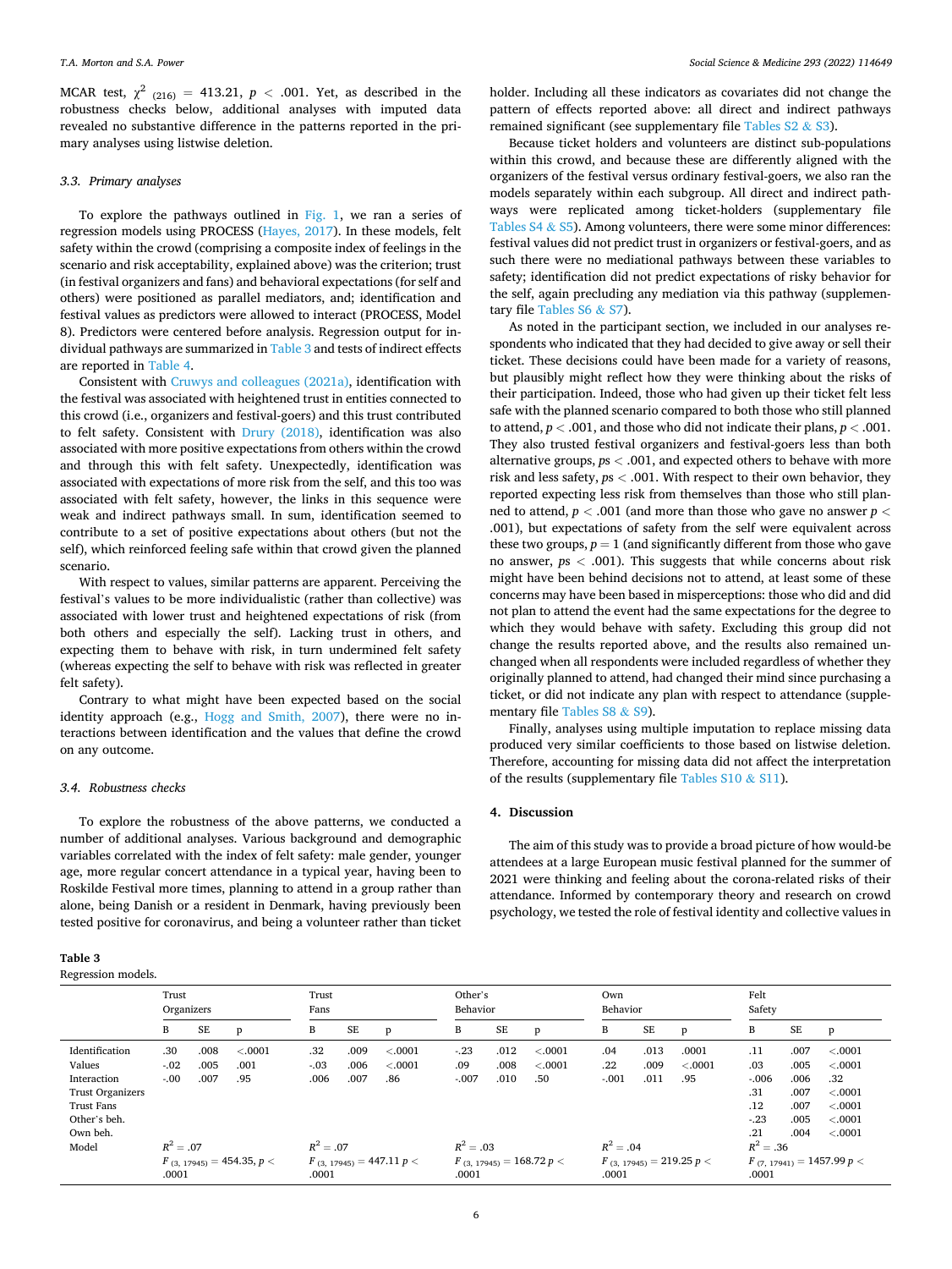MCAR test, $\chi^2_{(216)} = 413.21$, $p < .001$. Yet, as described in the robustness checks below, additional analyses with imputed data revealed no substantive difference in the patterns reported in the primary analyses using listwise deletion.

### 3.3. Primary analyses

To explore the pathways outlined in Fig. 1, we ran a series of regression models using PROCESS (Hayes, 2017). In these models, felt safety within the crowd (comprising a composite index of feelings in the scenario and risk acceptability, explained above) was the criterion; trust (in festival organizers and fans) and behavioral expectations (for self and others) were positioned as parallel mediators, and; identification and festival values as predictors were allowed to interact (PROCESS, Model 8). Predictors were centered before analysis. Regression output for individual pathways are summarized in Table 3 and tests of indirect effects are reported in Table 4.

Consistent with Cruwys and colleagues (2021a), identification with the festival was associated with heightened trust in entities connected to this crowd (i.e., organizers and festival-goers) and this trust contributed to felt safety. Consistent with Drury (2018), identification was also associated with more positive expectations from others within the crowd and through this with felt safety. Unexpectedly, identification was associated with expectations of more risk from the self, and this too was associated with felt safety, however, the links in this sequence were weak and indirect pathways small. In sum, identification seemed to contribute to a set of positive expectations about others (but not the self), which reinforced feeling safe within that crowd given the planned scenario.

With respect to values, similar patterns are apparent. Perceiving the festival's values to be more individualistic (rather than collective) was associated with lower trust and heightened expectations of risk (from both others and especially the self). Lacking trust in others, and expecting them to behave with risk, in turn undermined felt safety (whereas expecting the self to behave with risk was reflected in greater felt safety).

Contrary to what might have been expected based on the social identity approach (e.g., Hogg and Smith, 2007), there were no interactions between identification and the values that define the crowd on any outcome.

### 3.4. Robustness checks

To explore the robustness of the above patterns, we conducted a number of additional analyses. Various background and demographic variables correlated with the index of felt safety: male gender, younger age, more regular concert attendance in a typical year, having been to Roskilde Festival more times, planning to attend in a group rather than alone, being Danish or a resident in Denmark, having previously been tested positive for coronavirus, and being a volunteer rather than ticket holder. Including all these indicators as covariates did not change the pattern of effects reported above: all direct and indirect pathways remained significant (see supplementary file Tables S2 & S3).

Because ticket holders and volunteers are distinct sub-populations within this crowd, and because these are differently aligned with the organizers of the festival versus ordinary festival-goers, we also ran the models separately within each subgroup. All direct and indirect pathways were replicated among ticket-holders (supplementary file Tables S4 & S5). Among volunteers, there were some minor differences: festival values did not predict trust in organizers or festival-goers, and as such there were no mediational pathways between these variables to safety; identification did not predict expectations of risky behavior for the self, again precluding any mediation via this pathway (supplementary file Tables S6 & S7).

As noted in the participant section, we included in our analyses respondents who indicated that they had decided to give away or sell their ticket. These decisions could have been made for a variety of reasons, but plausibly might reflect how they were thinking about the risks of their participation. Indeed, those who had given up their ticket felt less safe with the planned scenario compared to both those who still planned to attend, $p < .001$, and those who did not indicate their plans, $p < .001$. They also trusted festival organizers and festival-goers less than both alternative groups, $ps < .001$, and expected others to behave with more risk and less safety, $ps < .001$. With respect to their own behavior, they reported expecting less risk from themselves than those who still planned to attend, $p < .001$ (and more than those who gave no answer $p < .001$), but expectations of safety from the self were equivalent across these two groups, $p = 1$ (and significantly different from those who gave no answer, $ps < .001$). This suggests that while concerns about risk might have been behind decisions not to attend, at least some of these concerns may have been based in misperceptions: those who did and did not plan to attend the event had the same expectations for the degree to which they would behave with safety. Excluding this group did not change the results reported above, and the results also remained unchanged when all respondents were included regardless of whether they originally planned to attend, had changed their mind since purchasing a ticket, or did not indicate any plan with respect to attendance (supplementary file Tables S8 & S9).

Finally, analyses using multiple imputation to replace missing data produced very similar coefficients to those based on listwise deletion. Therefore, accounting for missing data did not affect the interpretation of the results (supplementary file Tables S10 & S11).

## 4. Discussion

The aim of this study was to provide a broad picture of how would-be attendees at a large European music festival planned for the summer of 2021 were thinking and feeling about the corona-related risks of their attendance. Informed by contemporary theory and research on crowd psychology, we tested the role of festival identity and collective values in

**Table 3**
Regression models.

| | Trust Organizers | | | Trust Fans | | | Other's Behavior | | | Own Behavior | | | Felt Safety | | |
|---|---|---|---|---|---|---|---|---|---|---|---|---|---|---|---|
| | B | SE | p | B | SE | p | B | SE | p | B | SE | p | B | SE | p |
| Identification | .30 | .008 | <.0001 | .32 | .009 | <.0001 | -.23 | .012 | <.0001 | .04 | .013 | .0001 | .11 | .007 | <.0001 |
| Values | -.02 | .005 | .001 | -.03 | .006 | <.0001 | .09 | .008 | <.0001 | .22 | .009 | <.0001 | .03 | .005 | <.0001 |
| Interaction | -.00 | .007 | .95 | .006 | .007 | .86 | -.007 | .010 | .50 | -.001 | .011 | .95 | -.006 | .006 | .32 |
| Trust Organizers | | | | | | | | | | | | | .31 | .007 | <.0001 |
| Trust Fans | | | | | | | | | | | | | .12 | .007 | <.0001 |
| Other's beh. | | | | | | | | | | | | | -.23 | .005 | <.0001 |
| Own beh. | | | | | | | | | | | | | .21 | .004 | <.0001 |
| Model | $R^2 = .07$<br>$F_{(3, 17945)} = 454.35$, $p < .0001$ | | | $R^2 = .07$<br>$F_{(3, 17945)} = 447.11$ $p < .0001$ | | | $R^2 = .03$<br>$F_{(3, 17945)} = 168.72$ $p < .0001$ | | | $R^2 = .04$<br>$F_{(3, 17945)} = 219.25$ $p < .0001$ | | | $R^2 = .36$<br>$F_{(7, 17941)} = 1457.99$ $p < .0001$ | | |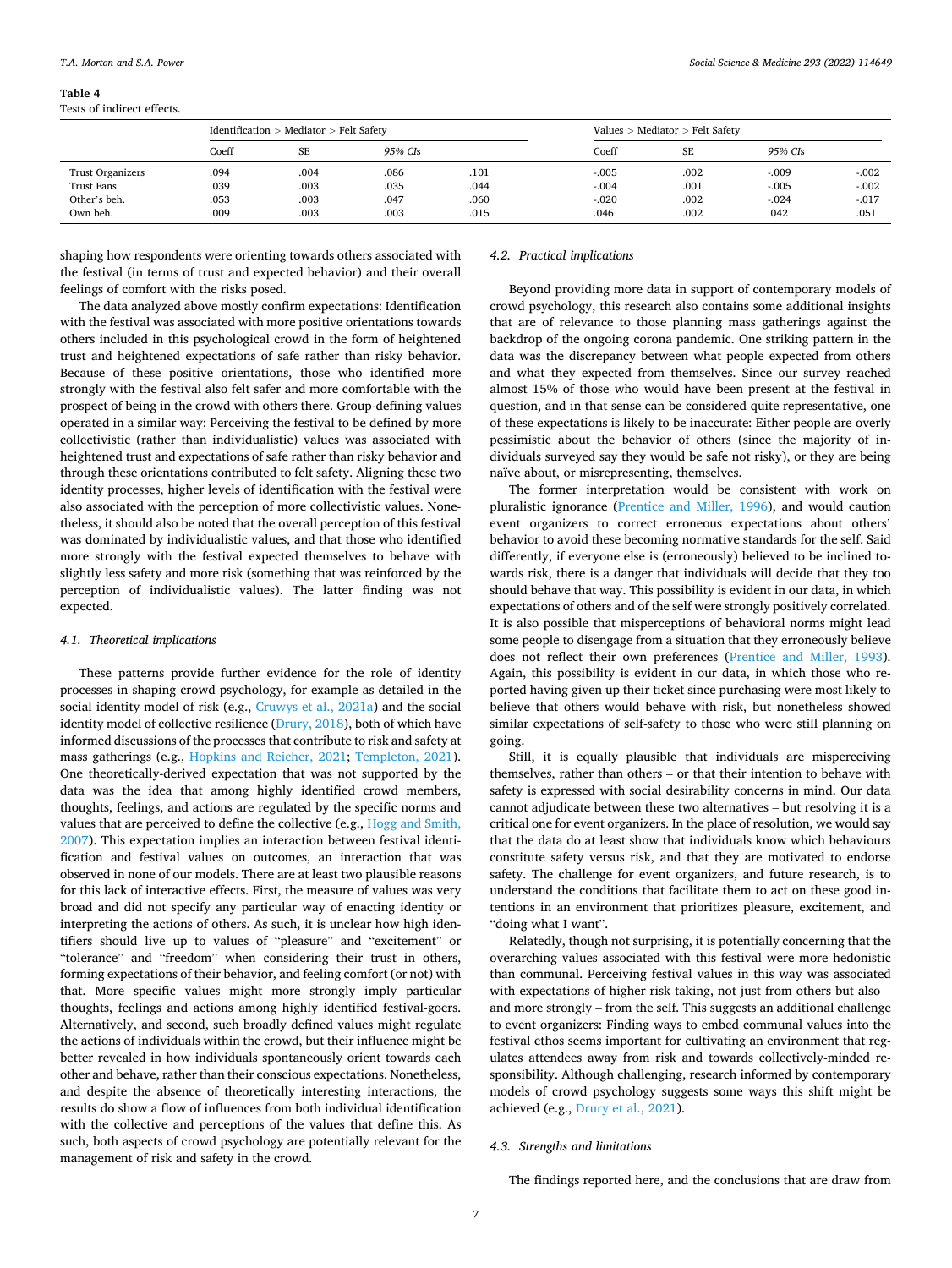**Table 4**
Tests of indirect effects.

| | Identification > Mediator > Felt Safety | | | | Values > Mediator > Felt Safety | | | |
|---|---|---|---|---|---|---|---|---|
| | Coeff | SE | *95% CIs* | | Coeff | SE | *95% CIs* | |
| Trust Organizers | .094 | .004 | .086 | .101 | -.005 | .002 | -.009 | -.002 |
| Trust Fans | .039 | .003 | .035 | .044 | -.004 | .001 | -.005 | -.002 |
| Other's beh. | .053 | .003 | .047 | .060 | -.020 | .002 | -.024 | -.017 |
| Own beh. | .009 | .003 | .003 | .015 | .046 | .002 | .042 | .051 |

shaping how respondents were orienting towards others associated with the festival (in terms of trust and expected behavior) and their overall feelings of comfort with the risks posed.

The data analyzed above mostly confirm expectations: Identification with the festival was associated with more positive orientations towards others included in this psychological crowd in the form of heightened trust and heightened expectations of safe rather than risky behavior. Because of these positive orientations, those who identified more strongly with the festival also felt safer and more comfortable with the prospect of being in the crowd with others there. Group-defining values operated in a similar way: Perceiving the festival to be defined by more collectivistic (rather than individualistic) values was associated with heightened trust and expectations of safe rather than risky behavior and through these orientations contributed to felt safety. Aligning these two identity processes, higher levels of identification with the festival were also associated with the perception of more collectivistic values. Nonetheless, it should also be noted that the overall perception of this festival was dominated by individualistic values, and that those who identified more strongly with the festival expected themselves to behave with slightly less safety and more risk (something that was reinforced by the perception of individualistic values). The latter finding was not expected.

### 4.1. Theoretical implications

These patterns provide further evidence for the role of identity processes in shaping crowd psychology, for example as detailed in the social identity model of risk (e.g., Cruwys et al., 2021a) and the social identity model of collective resilience (Drury, 2018), both of which have informed discussions of the processes that contribute to risk and safety at mass gatherings (e.g., Hopkins and Reicher, 2021; Templeton, 2021). One theoretically-derived expectation that was not supported by the data was the idea that among highly identified crowd members, thoughts, feelings, and actions are regulated by the specific norms and values that are perceived to define the collective (e.g., Hogg and Smith, 2007). This expectation implies an interaction between festival identification and festival values on outcomes, an interaction that was observed in none of our models. There are at least two plausible reasons for this lack of interactive effects. First, the measure of values was very broad and did not specify any particular way of enacting identity or interpreting the actions of others. As such, it is unclear how high identifiers should live up to values of "pleasure" and "excitement" or "tolerance" and "freedom" when considering their trust in others, forming expectations of their behavior, and feeling comfort (or not) with that. More specific values might more strongly imply particular thoughts, feelings and actions among highly identified festival-goers. Alternatively, and second, such broadly defined values might regulate the actions of individuals within the crowd, but their influence might be better revealed in how individuals spontaneously orient towards each other and behave, rather than their conscious expectations. Nonetheless, and despite the absence of theoretically interesting interactions, the results do show a flow of influences from both individual identification with the collective and perceptions of the values that define this. As such, both aspects of crowd psychology are potentially relevant for the management of risk and safety in the crowd.

### 4.2. Practical implications

Beyond providing more data in support of contemporary models of crowd psychology, this research also contains some additional insights that are of relevance to those planning mass gatherings against the backdrop of the ongoing corona pandemic. One striking pattern in the data was the discrepancy between what people expected from others and what they expected from themselves. Since our survey reached almost 15% of those who would have been present at the festival in question, and in that sense can be considered quite representative, one of these expectations is likely to be inaccurate: Either people are overly pessimistic about the behavior of others (since the majority of individuals surveyed say they would be safe not risky), or they are being naïve about, or misrepresenting, themselves.

The former interpretation would be consistent with work on pluralistic ignorance (Prentice and Miller, 1996), and would caution event organizers to correct erroneous expectations about others' behavior to avoid these becoming normative standards for the self. Said differently, if everyone else is (erroneously) believed to be inclined towards risk, there is a danger that individuals will decide that they too should behave that way. This possibility is evident in our data, in which expectations of others and of the self were strongly positively correlated. It is also possible that misperceptions of behavioral norms might lead some people to disengage from a situation that they erroneously believe does not reflect their own preferences (Prentice and Miller, 1993). Again, this possibility is evident in our data, in which those who reported having given up their ticket since purchasing were most likely to believe that others would behave with risk, but nonetheless showed similar expectations of self-safety to those who were still planning on going.

Still, it is equally plausible that individuals are misperceiving themselves, rather than others – or that their intention to behave with safety is expressed with social desirability concerns in mind. Our data cannot adjudicate between these two alternatives – but resolving it is a critical one for event organizers. In the place of resolution, we would say that the data do at least show that individuals know which behaviours constitute safety versus risk, and that they are motivated to endorse safety. The challenge for event organizers, and future research, is to understand the conditions that facilitate them to act on these good intentions in an environment that prioritizes pleasure, excitement, and "doing what I want".

Relatedly, though not surprising, it is potentially concerning that the overarching values associated with this festival were more hedonistic than communal. Perceiving festival values in this way was associated with expectations of higher risk taking, not just from others but also – and more strongly – from the self. This suggests an additional challenge to event organizers: Finding ways to embed communal values into the festival ethos seems important for cultivating an environment that regulates attendees away from risk and towards collectively-minded responsibility. Although challenging, research informed by contemporary models of crowd psychology suggests some ways this shift might be achieved (e.g., Drury et al., 2021).

### 4.3. Strengths and limitations

The findings reported here, and the conclusions that are draw from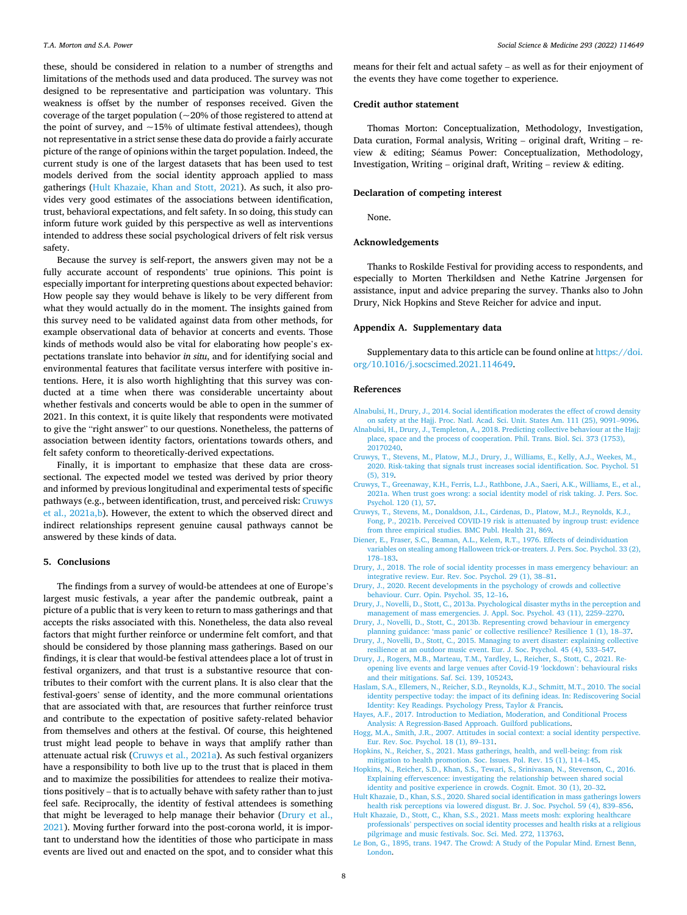these, should be considered in relation to a number of strengths and limitations of the methods used and data produced. The survey was not designed to be representative and participation was voluntary. This weakness is offset by the number of responses received. Given the coverage of the target population (~20% of those registered to attend at the point of survey, and ~15% of ultimate festival attendees), though not representative in a strict sense these data do provide a fairly accurate picture of the range of opinions within the target population. Indeed, the current study is one of the largest datasets that has been used to test models derived from the social identity approach applied to mass gatherings (Hult Khazaie, Khan and Stott, 2021). As such, it also provides very good estimates of the associations between identification, trust, behavioral expectations, and felt safety. In so doing, this study can inform future work guided by this perspective as well as interventions intended to address these social psychological drivers of felt risk versus safety.

Because the survey is self-report, the answers given may not be a fully accurate account of respondents' true opinions. This point is especially important for interpreting questions about expected behavior: How people say they would behave is likely to be very different from what they would actually do in the moment. The insights gained from this survey need to be validated against data from other methods, for example observational data of behavior at concerts and events. Those kinds of methods would also be vital for elaborating how people's expectations translate into behavior *in situ*, and for identifying social and environmental features that facilitate versus interfere with positive intentions. Here, it is also worth highlighting that this survey was conducted at a time when there was considerable uncertainty about whether festivals and concerts would be able to open in the summer of 2021. In this context, it is quite likely that respondents were motivated to give the "right answer" to our questions. Nonetheless, the patterns of association between identity factors, orientations towards others, and felt safety conform to theoretically-derived expectations.

Finally, it is important to emphasize that these data are cross-sectional. The expected model we tested was derived by prior theory and informed by previous longitudinal and experimental tests of specific pathways (e.g., between identification, trust, and perceived risk: Cruwys et al., 2021a,b). However, the extent to which the observed direct and indirect relationships represent genuine causal pathways cannot be answered by these kinds of data.

## 5. Conclusions

The findings from a survey of would-be attendees at one of Europe's largest music festivals, a year after the pandemic outbreak, paint a picture of a public that is very keen to return to mass gatherings and that accepts the risks associated with this. Nonetheless, the data also reveal factors that might further reinforce or undermine felt comfort, and that should be considered by those planning mass gatherings. Based on our findings, it is clear that would-be festival attendees place a lot of trust in festival organizers, and that trust is a substantive resource that contributes to their comfort with the current plans. It is also clear that the festival-goers' sense of identity, and the more communal orientations that are associated with that, are resources that further reinforce trust and contribute to the expectation of positive safety-related behavior from themselves and others at the festival. Of course, this heightened trust might lead people to behave in ways that amplify rather than attenuate actual risk (Cruwys et al., 2021a). As such festival organizers have a responsibility to both live up to the trust that is placed in them and to maximize the possibilities for attendees to realize their motivations positively – that is to actually behave with safety rather than to just feel safe. Reciprocally, the identity of festival attendees is something that might be leveraged to help manage their behavior (Drury et al., 2021). Moving further forward into the post-corona world, it is important to understand how the identities of those who participate in mass events are lived out and enacted on the spot, and to consider what this means for their felt and actual safety – as well as for their enjoyment of the events they have come together to experience.

## Credit author statement

Thomas Morton: Conceptualization, Methodology, Investigation, Data curation, Formal analysis, Writing – original draft, Writing – review & editing; Séamus Power: Conceptualization, Methodology, Investigation, Writing – original draft, Writing – review & editing.

## Declaration of competing interest

None.

## Acknowledgements

Thanks to Roskilde Festival for providing access to respondents, and especially to Morten Therkildsen and Nethe Katrine Jørgensen for assistance, input and advice preparing the survey. Thanks also to John Drury, Nick Hopkins and Steve Reicher for advice and input.

## Appendix A. Supplementary data

Supplementary data to this article can be found online at https://doi.org/10.1016/j.socscimed.2021.114649.

## References

Alnabulsi, H., Drury, J., 2014. Social identification moderates the effect of crowd density on safety at the Hajj. Proc. Natl. Acad. Sci. Unit. States Am. 111 (25), 9091–9096.

Alnabulsi, H., Drury, J., Templeton, A., 2018. Predicting collective behaviour at the Hajj: place, space and the process of cooperation. Phil. Trans. Biol. Sci. 373 (1753), 20170240.

Cruwys, T., Stevens, M., Platow, M.J., Drury, J., Williams, E., Kelly, A.J., Weekes, M., 2020. Risk-taking that signals trust increases social identification. Soc. Psychol. 51 (5), 319.

Cruwys, T., Greenaway, K.H., Ferris, L.J., Rathbone, J.A., Saeri, A.K., Williams, E., et al., 2021a. When trust goes wrong: a social identity model of risk taking. J. Pers. Soc. Psychol. 120 (1), 57.

Cruwys, T., Stevens, M., Donaldson, J.L., Cárdenas, D., Platow, M.J., Reynolds, K.J., Fong, P., 2021b. Perceived COVID-19 risk is attenuated by ingroup trust: evidence from three empirical studies. BMC Publ. Health 21, 869.

Diener, E., Fraser, S.C., Beaman, A.L., Kelem, R.T., 1976. Effects of deindividuation variables on stealing among Halloween trick-or-treaters. J. Pers. Soc. Psychol. 33 (2), 178–183.

Drury, J., 2018. The role of social identity processes in mass emergency behaviour: an integrative review. Eur. Rev. Soc. Psychol. 29 (1), 38–81.

Drury, J., 2020. Recent developments in the psychology of crowds and collective behaviour. Curr. Opin. Psychol. 35, 12–16.

Drury, J., Novelli, D., Stott, C., 2013a. Psychological disaster myths in the perception and management of mass emergencies. J. Appl. Soc. Psychol. 43 (11), 2259–2270.

Drury, J., Novelli, D., Stott, C., 2013b. Representing crowd behaviour in emergency planning guidance: 'mass panic' or collective resilience? Resilience 1 (1), 18–37.

Drury, J., Novelli, D., Stott, C., 2015. Managing to avert disaster: explaining collective resilience at an outdoor music event. Eur. J. Soc. Psychol. 45 (4), 533–547.

Drury, J., Rogers, M.B., Marteau, T.M., Yardley, L., Reicher, S., Stott, C., 2021. Re-opening live events and large venues after Covid-19 'lockdown': behavioural risks and their mitigations. Saf. Sci. 139, 105243.

Haslam, S.A., Ellemers, N., Reicher, S.D., Reynolds, K.J., Schmitt, M.T., 2010. The social identity perspective today: the impact of its defining ideas. In: Rediscovering Social Identity: Key Readings. Psychology Press, Taylor & Francis.

Hayes, A.F., 2017. Introduction to Mediation, Moderation, and Conditional Process Analysis: A Regression-Based Approach. Guilford publications.

Hogg, M.A., Smith, J.R., 2007. Attitudes in social context: a social identity perspective. Eur. Rev. Soc. Psychol. 18 (1), 89–131.

Hopkins, N., Reicher, S., 2021. Mass gatherings, health, and well-being: from risk mitigation to health promotion. Soc. Issues. Pol. Rev. 15 (1), 114–145.

Hopkins, N., Reicher, S.D., Khan, S.S., Tewari, S., Srinivasan, N., Stevenson, C., 2016. Explaining effervescence: investigating the relationship between shared social identity and positive experience in crowds. Cognit. Emot. 30 (1), 20–32.

Hult Khazaie, D., Khan, S.S., 2020. Shared social identification in mass gatherings lowers health risk perceptions via lowered disgust. Br. J. Soc. Psychol. 59 (4), 839–856.

Hult Khazaie, D., Stott, C., Khan, S.S., 2021. Mass meets mosh: exploring healthcare professionals' perspectives on social identity processes and health risks at a religious pilgrimage and music festivals. Soc. Sci. Med. 272, 113763.

Le Bon, G., 1895, trans. 1947. The Crowd: A Study of the Popular Mind. Ernest Benn, London.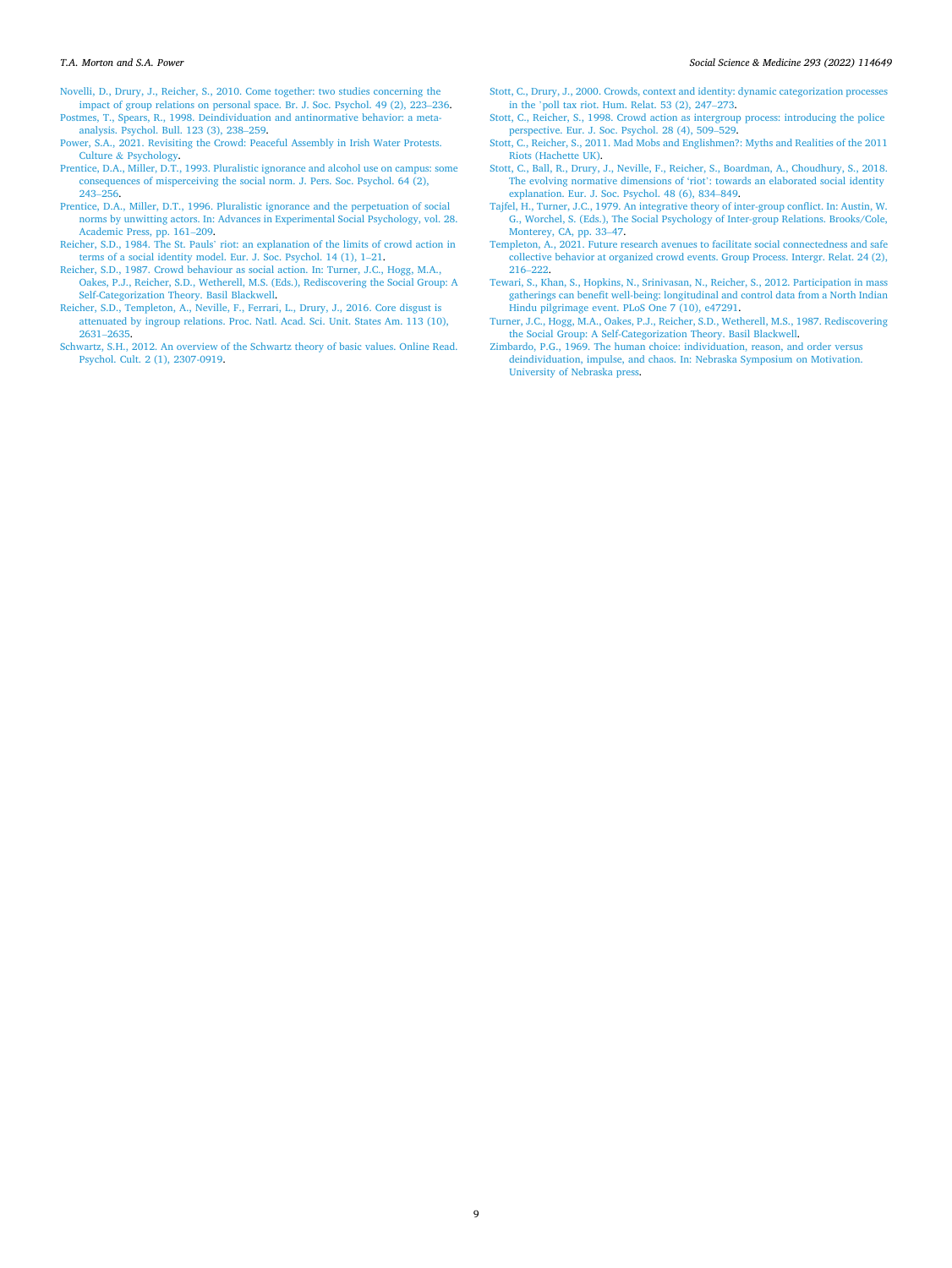Novelli, D., Drury, J., Reicher, S., 2010. Come together: two studies concerning the impact of group relations on personal space. Br. J. Soc. Psychol. 49 (2), 223–236.

Postmes, T., Spears, R., 1998. Deindividuation and antinormative behavior: a meta-analysis. Psychol. Bull. 123 (3), 238–259.

Power, S.A., 2021. Revisiting the Crowd: Peaceful Assembly in Irish Water Protests. Culture & Psychology.

Prentice, D.A., Miller, D.T., 1993. Pluralistic ignorance and alcohol use on campus: some consequences of misperceiving the social norm. J. Pers. Soc. Psychol. 64 (2), 243–256.

Prentice, D.A., Miller, D.T., 1996. Pluralistic ignorance and the perpetuation of social norms by unwitting actors. In: Advances in Experimental Social Psychology, vol. 28. Academic Press, pp. 161–209.

Reicher, S.D., 1984. The St. Pauls' riot: an explanation of the limits of crowd action in terms of a social identity model. Eur. J. Soc. Psychol. 14 (1), 1–21.

Reicher, S.D., 1987. Crowd behaviour as social action. In: Turner, J.C., Hogg, M.A., Oakes, P.J., Reicher, S.D., Wetherell, M.S. (Eds.), Rediscovering the Social Group: A Self-Categorization Theory. Basil Blackwell.

Reicher, S.D., Templeton, A., Neville, F., Ferrari, L., Drury, J., 2016. Core disgust is attenuated by ingroup relations. Proc. Natl. Acad. Sci. Unit. States Am. 113 (10), 2631–2635.

Schwartz, S.H., 2012. An overview of the Schwartz theory of basic values. Online Read. Psychol. Cult. 2 (1), 2307-0919.

Stott, C., Drury, J., 2000. Crowds, context and identity: dynamic categorization processes in the 'poll tax riot. Hum. Relat. 53 (2), 247–273.

Stott, C., Reicher, S., 1998. Crowd action as intergroup process: introducing the police perspective. Eur. J. Soc. Psychol. 28 (4), 509–529.

Stott, C., Reicher, S., 2011. Mad Mobs and Englishmen?: Myths and Realities of the 2011 Riots (Hachette UK).

Stott, C., Ball, R., Drury, J., Neville, F., Reicher, S., Boardman, A., Choudhury, S., 2018. The evolving normative dimensions of 'riot': towards an elaborated social identity explanation. Eur. J. Soc. Psychol. 48 (6), 834–849.

Tajfel, H., Turner, J.C., 1979. An integrative theory of inter-group conflict. In: Austin, W. G., Worchel, S. (Eds.), The Social Psychology of Inter-group Relations. Brooks/Cole, Monterey, CA, pp. 33–47.

Templeton, A., 2021. Future research avenues to facilitate social connectedness and safe collective behavior at organized crowd events. Group Process. Intergr. Relat. 24 (2), 216–222.

Tewari, S., Khan, S., Hopkins, N., Srinivasan, N., Reicher, S., 2012. Participation in mass gatherings can benefit well-being: longitudinal and control data from a North Indian Hindu pilgrimage event. PLoS One 7 (10), e47291.

Turner, J.C., Hogg, M.A., Oakes, P.J., Reicher, S.D., Wetherell, M.S., 1987. Rediscovering the Social Group: A Self-Categorization Theory. Basil Blackwell.

Zimbardo, P.G., 1969. The human choice: individuation, reason, and order versus deindividuation, impulse, and chaos. In: Nebraska Symposium on Motivation. University of Nebraska press.